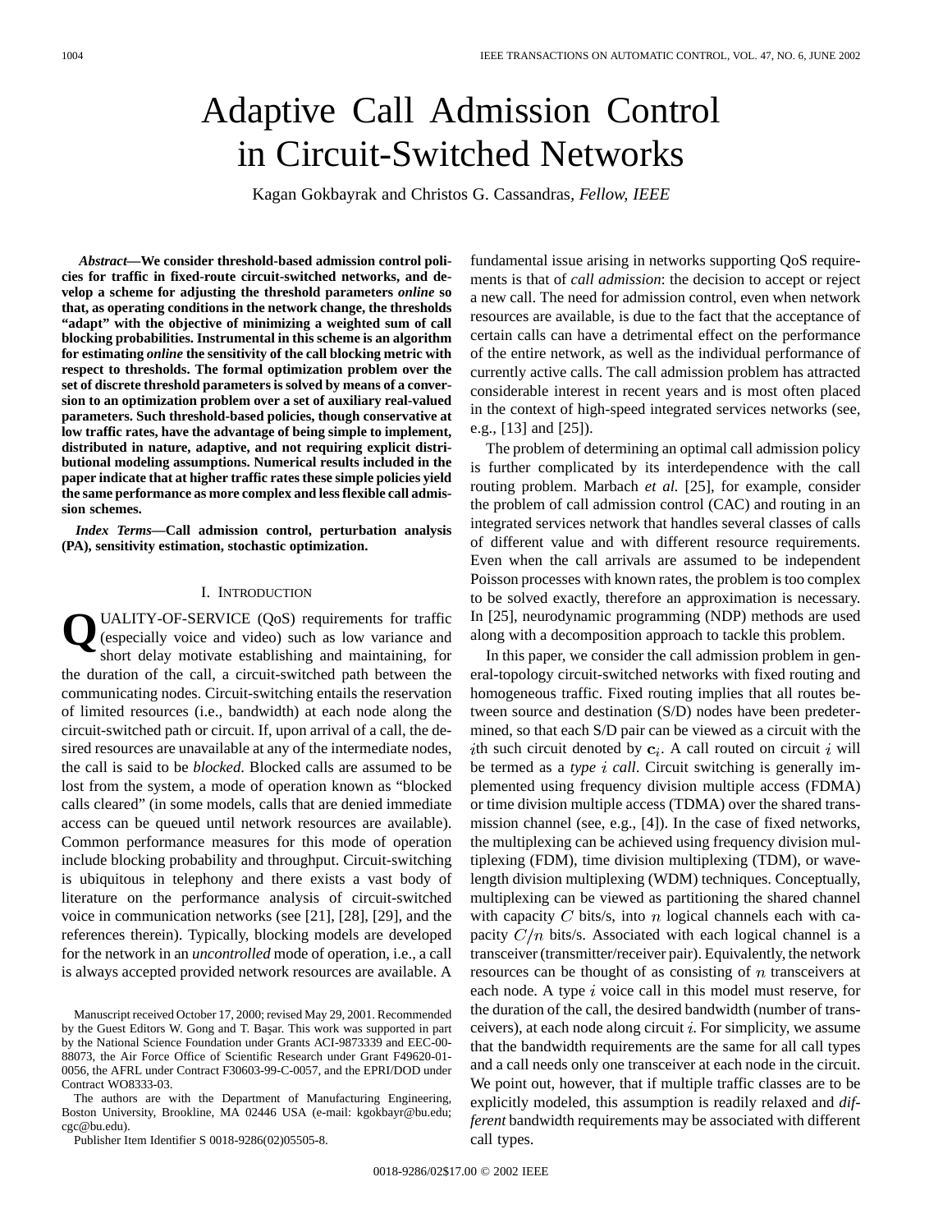# Adaptive Call Admission Control in Circuit-Switched Networks

Kagan Gokbayrak and Christos G. Cassandras, *Fellow, IEEE*

***Abstract*—We consider threshold-based admission control policies for traffic in fixed-route circuit-switched networks, and develop a scheme for adjusting the threshold parameters *online* so that, as operating conditions in the network change, the thresholds "adapt" with the objective of minimizing a weighted sum of call blocking probabilities. Instrumental in this scheme is an algorithm for estimating *online* the sensitivity of the call blocking metric with respect to thresholds. The formal optimization problem over the set of discrete threshold parameters is solved by means of a conversion to an optimization problem over a set of auxiliary real-valued parameters. Such threshold-based policies, though conservative at low traffic rates, have the advantage of being simple to implement, distributed in nature, adaptive, and not requiring explicit distributional modeling assumptions. Numerical results included in the paper indicate that at higher traffic rates these simple policies yield the same performance as more complex and less flexible call admission schemes.**

***Index Terms*—Call admission control, perturbation analysis (PA), sensitivity estimation, stochastic optimization.**

## I. Introduction

QUALITY-OF-SERVICE (QoS) requirements for traffic (especially voice and video) such as low variance and short delay motivate establishing and maintaining, for the duration of the call, a circuit-switched path between the communicating nodes. Circuit-switching entails the reservation of limited resources (i.e., bandwidth) at each node along the circuit-switched path or circuit. If, upon arrival of a call, the desired resources are unavailable at any of the intermediate nodes, the call is said to be *blocked*. Blocked calls are assumed to be lost from the system, a mode of operation known as "blocked calls cleared" (in some models, calls that are denied immediate access can be queued until network resources are available). Common performance measures for this mode of operation include blocking probability and throughput. Circuit-switching is ubiquitous in telephony and there exists a vast body of literature on the performance analysis of circuit-switched voice in communication networks (see [21], [28], [29], and the references therein). Typically, blocking models are developed for the network in an *uncontrolled* mode of operation, i.e., a call is always accepted provided network resources are available. A fundamental issue arising in networks supporting QoS requirements is that of *call admission*: the decision to accept or reject a new call. The need for admission control, even when network resources are available, is due to the fact that the acceptance of certain calls can have a detrimental effect on the performance of the entire network, as well as the individual performance of currently active calls. The call admission problem has attracted considerable interest in recent years and is most often placed in the context of high-speed integrated services networks (see, e.g., [13] and [25]).

The problem of determining an optimal call admission policy is further complicated by its interdependence with the call routing problem. Marbach *et al.* [25], for example, consider the problem of call admission control (CAC) and routing in an integrated services network that handles several classes of calls of different value and with different resource requirements. Even when the call arrivals are assumed to be independent Poisson processes with known rates, the problem is too complex to be solved exactly, therefore an approximation is necessary. In [25], neurodynamic programming (NDP) methods are used along with a decomposition approach to tackle this problem.

In this paper, we consider the call admission problem in general-topology circuit-switched networks with fixed routing and homogeneous traffic. Fixed routing implies that all routes between source and destination (S/D) nodes have been predetermined, so that each S/D pair can be viewed as a circuit with the $i$th such circuit denoted by $\mathbf{c}_i$. A call routed on circuit $i$ will be termed as a *type $i$ call*. Circuit switching is generally implemented using frequency division multiple access (FDMA) or time division multiple access (TDMA) over the shared transmission channel (see, e.g., [4]). In the case of fixed networks, the multiplexing can be achieved using frequency division multiplexing (FDM), time division multiplexing (TDM), or wavelength division multiplexing (WDM) techniques. Conceptually, multiplexing can be viewed as partitioning the shared channel with capacity $C$ bits/s, into $n$ logical channels each with capacity $C/n$ bits/s. Associated with each logical channel is a transceiver (transmitter/receiver pair). Equivalently, the network resources can be thought of as consisting of $n$ transceivers at each node. A type $i$ voice call in this model must reserve, for the duration of the call, the desired bandwidth (number of transceivers), at each node along circuit $i$. For simplicity, we assume that the bandwidth requirements are the same for all call types and a call needs only one transceiver at each node in the circuit. We point out, however, that if multiple traffic classes are to be explicitly modeled, this assumption is readily relaxed and *different* bandwidth requirements may be associated with different call types.

Manuscript received October 17, 2000; revised May 29, 2001. Recommended by the Guest Editors W. Gong and T. Başar. This work was supported in part by the National Science Foundation under Grants ACI-9873339 and EEC-00-88073, the Air Force Office of Scientific Research under Grant F49620-01-0056, the AFRL under Contract F30603-99-C-0057, and the EPRI/DOD under Contract WO8333-03.

The authors are with the Department of Manufacturing Engineering, Boston University, Brookline, MA 02446 USA (e-mail: kgokbayr@bu.edu; cgc@bu.edu).

Publisher Item Identifier S 0018-9286(02)05505-8.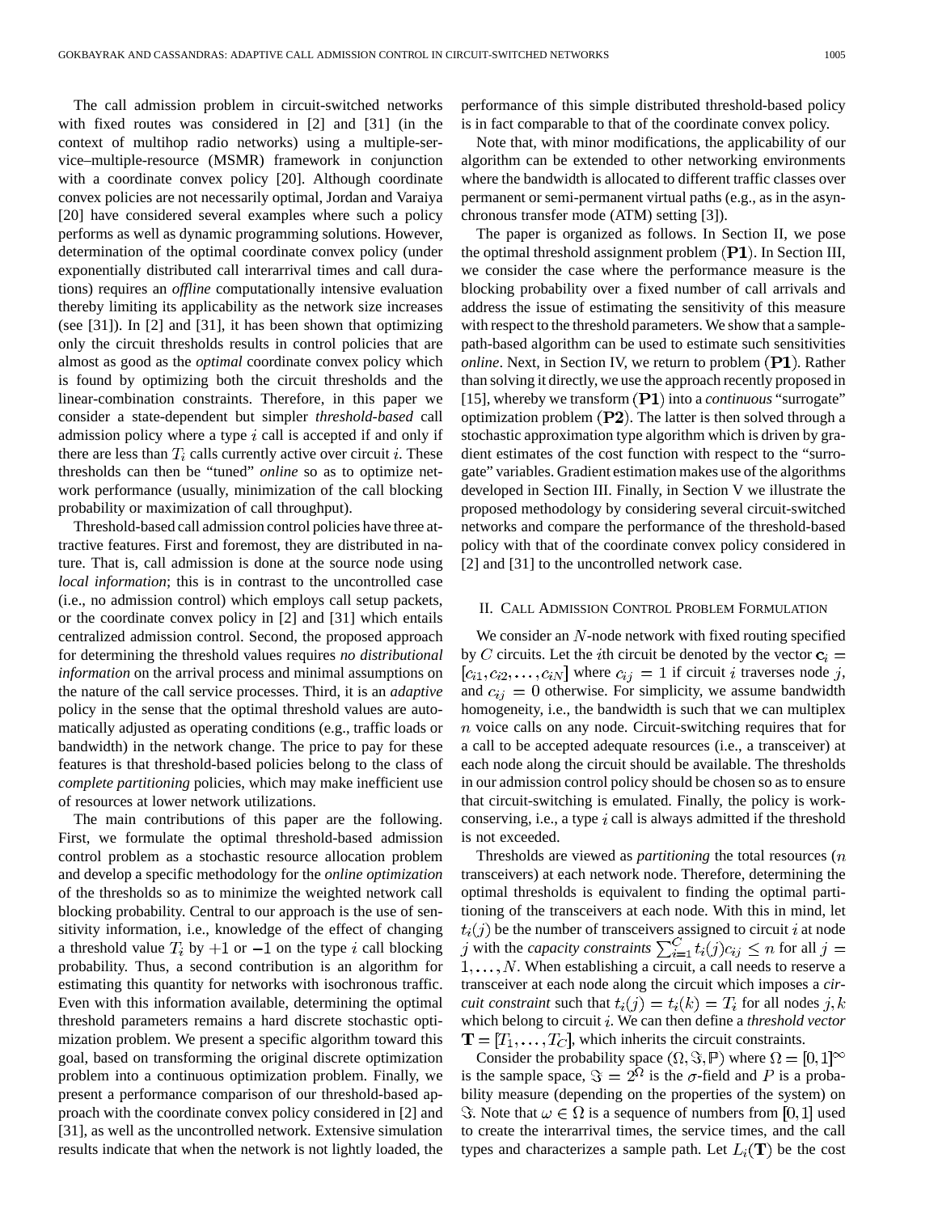The call admission problem in circuit-switched networks with fixed routes was considered in [2] and [31] (in the context of multihop radio networks) using a multiple-service–multiple-resource (MSMR) framework in conjunction with a coordinate convex policy [20]. Although coordinate convex policies are not necessarily optimal, Jordan and Varaiya [20] have considered several examples where such a policy performs as well as dynamic programming solutions. However, determination of the optimal coordinate convex policy (under exponentially distributed call interarrival times and call durations) requires an *offline* computationally intensive evaluation thereby limiting its applicability as the network size increases (see [31]). In [2] and [31], it has been shown that optimizing only the circuit thresholds results in control policies that are almost as good as the *optimal* coordinate convex policy which is found by optimizing both the circuit thresholds and the linear-combination constraints. Therefore, in this paper we consider a state-dependent but simpler *threshold-based* call admission policy where a type $i$ call is accepted if and only if there are less than $T_i$ calls currently active over circuit $i$. These thresholds can then be "tuned" *online* so as to optimize network performance (usually, minimization of the call blocking probability or maximization of call throughput).

Threshold-based call admission control policies have three attractive features. First and foremost, they are distributed in nature. That is, call admission is done at the source node using *local information*; this is in contrast to the uncontrolled case (i.e., no admission control) which employs call setup packets, or the coordinate convex policy in [2] and [31] which entails centralized admission control. Second, the proposed approach for determining the threshold values requires *no distributional information* on the arrival process and minimal assumptions on the nature of the call service processes. Third, it is an *adaptive* policy in the sense that the optimal threshold values are automatically adjusted as operating conditions (e.g., traffic loads or bandwidth) in the network change. The price to pay for these features is that threshold-based policies belong to the class of *complete partitioning* policies, which may make inefficient use of resources at lower network utilizations.

The main contributions of this paper are the following. First, we formulate the optimal threshold-based admission control problem as a stochastic resource allocation problem and develop a specific methodology for the *online optimization* of the thresholds so as to minimize the weighted network call blocking probability. Central to our approach is the use of sensitivity information, i.e., knowledge of the effect of changing a threshold value $T_i$ by $+1$ or $-1$ on the type $i$ call blocking probability. Thus, a second contribution is an algorithm for estimating this quantity for networks with isochronous traffic. Even with this information available, determining the optimal threshold parameters remains a hard discrete stochastic optimization problem. We present a specific algorithm toward this goal, based on transforming the original discrete optimization problem into a continuous optimization problem. Finally, we present a performance comparison of our threshold-based approach with the coordinate convex policy considered in [2] and [31], as well as the uncontrolled network. Extensive simulation results indicate that when the network is not lightly loaded, the performance of this simple distributed threshold-based policy is in fact comparable to that of the coordinate convex policy.

Note that, with minor modifications, the applicability of our algorithm can be extended to other networking environments where the bandwidth is allocated to different traffic classes over permanent or semi-permanent virtual paths (e.g., as in the asynchronous transfer mode (ATM) setting [3]).

The paper is organized as follows. In Section II, we pose the optimal threshold assignment problem $(\mathbf{P1})$. In Section III, we consider the case where the performance measure is the blocking probability over a fixed number of call arrivals and address the issue of estimating the sensitivity of this measure with respect to the threshold parameters. We show that a sample-path-based algorithm can be used to estimate such sensitivities *online*. Next, in Section IV, we return to problem $(\mathbf{P1})$. Rather than solving it directly, we use the approach recently proposed in [15], whereby we transform $(\mathbf{P1})$ into a *continuous* "surrogate" optimization problem $(\mathbf{P2})$. The latter is then solved through a stochastic approximation type algorithm which is driven by gradient estimates of the cost function with respect to the "surrogate" variables. Gradient estimation makes use of the algorithms developed in Section III. Finally, in Section V we illustrate the proposed methodology by considering several circuit-switched networks and compare the performance of the threshold-based policy with that of the coordinate convex policy considered in [2] and [31] to the uncontrolled network case.

## II. Call Admission Control Problem Formulation

We consider an $N$-node network with fixed routing specified by $C$ circuits. Let the $i$th circuit be denoted by the vector $\mathbf{c}_i = [c_{i1}, c_{i2}, \ldots, c_{iN}]$ where $c_{ij} = 1$ if circuit $i$ traverses node $j$, and $c_{ij} = 0$ otherwise. For simplicity, we assume bandwidth homogeneity, i.e., the bandwidth is such that we can multiplex $n$ voice calls on any node. Circuit-switching requires that for a call to be accepted adequate resources (i.e., a transceiver) at each node along the circuit should be available. The thresholds in our admission control policy should be chosen so as to ensure that circuit-switching is emulated. Finally, the policy is work-conserving, i.e., a type $i$ call is always admitted if the threshold is not exceeded.

Thresholds are viewed as *partitioning* the total resources ($n$ transceivers) at each network node. Therefore, determining the optimal thresholds is equivalent to finding the optimal partitioning of the transceivers at each node. With this in mind, let $t_i(j)$ be the number of transceivers assigned to circuit $i$ at node $j$ with the *capacity constraints* $\sum_{i=1}^{C} t_i(j) c_{ij} \leq n$ for all $j = 1, \ldots, N$. When establishing a circuit, a call needs to reserve a transceiver at each node along the circuit which imposes a *circuit constraint* such that $t_i(j) = t_i(k) = T_i$ for all nodes $j, k$ which belong to circuit $i$. We can then define a *threshold vector* $\mathbf{T} = [T_1, \ldots, T_C]$, which inherits the circuit constraints.

Consider the probability space $(\Omega, \Im, \mathbb{P})$ where $\Omega = [0,1]^\infty$ is the sample space, $\Im = 2^\Omega$ is the $\sigma$-field and $P$ is a probability measure (depending on the properties of the system) on $\Im$. Note that $\omega \in \Omega$ is a sequence of numbers from $[0,1]$ used to create the interarrival times, the service times, and the call types and characterizes a sample path. Let $L_i(\mathbf{T})$ be the cost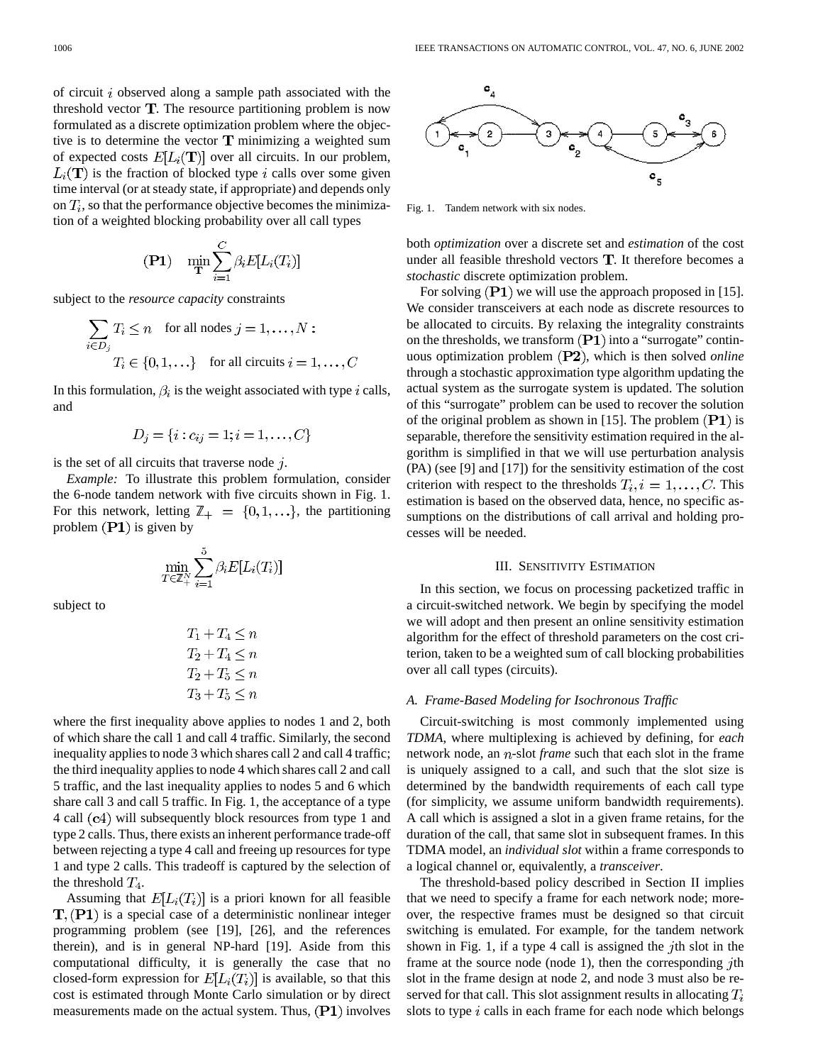of circuit $i$ observed along a sample path associated with the threshold vector $\mathbf{T}$. The resource partitioning problem is now formulated as a discrete optimization problem where the objective is to determine the vector $\mathbf{T}$ minimizing a weighted sum of expected costs $E[L_i(\mathbf{T})]$ over all circuits. In our problem, $L_i(\mathbf{T})$ is the fraction of blocked type $i$ calls over some given time interval (or at steady state, if appropriate) and depends only on $T_i$, so that the performance objective becomes the minimization of a weighted blocking probability over all call types

$$(\mathbf{P1}) \quad \min_{\mathbf{T}} \sum_{i=1}^{C} \beta_i E[L_i(T_i)]$$

subject to the *resource capacity* constraints

$$\sum_{i \in D_j} T_i \leq n \quad \text{for all nodes } j = 1, \ldots, N:$$
$$T_i \in \{0, 1, \ldots\} \quad \text{for all circuits } i = 1, \ldots, C$$

In this formulation, $\beta_i$ is the weight associated with type $i$ calls, and

$$D_j = \{i : c_{ij} = 1; i = 1, \ldots, C\}$$

is the set of all circuits that traverse node $j$.

*Example:* To illustrate this problem formulation, consider the 6-node tandem network with five circuits shown in Fig. 1. For this network, letting $\mathbb{Z}_+ = \{0, 1, \ldots\}$, the partitioning problem $(\mathbf{P1})$ is given by

$$\min_{T \in \mathbb{Z}_+^N} \sum_{i=1}^{5} \beta_i E[L_i(T_i)]$$

subject to

$$T_1 + T_4 \leq n$$
$$T_2 + T_4 \leq n$$
$$T_2 + T_5 \leq n$$
$$T_3 + T_5 \leq n$$

where the first inequality above applies to nodes 1 and 2, both of which share the call 1 and call 4 traffic. Similarly, the second inequality applies to node 3 which shares call 2 and call 4 traffic; the third inequality applies to node 4 which shares call 2 and call 5 traffic, and the last inequality applies to nodes 5 and 6 which share call 3 and call 5 traffic. In Fig. 1, the acceptance of a type 4 call $(\mathbf{c}4)$ will subsequently block resources from type 1 and type 2 calls. Thus, there exists an inherent performance trade-off between rejecting a type 4 call and freeing up resources for type 1 and type 2 calls. This tradeoff is captured by the selection of the threshold $T_4$.

Assuming that $E[L_i(T_i)]$ is a priori known for all feasible $\mathbf{T}$, $(\mathbf{P1})$ is a special case of a deterministic nonlinear integer programming problem (see [19], [26], and the references therein), and is in general NP-hard [19]. Aside from this computational difficulty, it is generally the case that no closed-form expression for $E[L_i(T_i)]$ is available, so that this cost is estimated through Monte Carlo simulation or by direct measurements made on the actual system. Thus, $(\mathbf{P1})$ involves both *optimization* over a discrete set and *estimation* of the cost under all feasible threshold vectors $\mathbf{T}$. It therefore becomes a *stochastic* discrete optimization problem.

Fig. 1. Tandem network with six nodes.

For solving $(\mathbf{P1})$ we will use the approach proposed in [15]. We consider transceivers at each node as discrete resources to be allocated to circuits. By relaxing the integrality constraints on the thresholds, we transform $(\mathbf{P1})$ into a "surrogate" continuous optimization problem $(\mathbf{P2})$, which is then solved *online* through a stochastic approximation type algorithm updating the actual system as the surrogate system is updated. The solution of this "surrogate" problem can be used to recover the solution of the original problem as shown in [15]. The problem $(\mathbf{P1})$ is separable, therefore the sensitivity estimation required in the algorithm is simplified in that we will use perturbation analysis (PA) (see [9] and [17]) for the sensitivity estimation of the cost criterion with respect to the thresholds $T_i, i = 1, \ldots, C$. This estimation is based on the observed data, hence, no specific assumptions on the distributions of call arrival and holding processes will be needed.

## III. Sensitivity Estimation

In this section, we focus on processing packetized traffic in a circuit-switched network. We begin by specifying the model we will adopt and then present an online sensitivity estimation algorithm for the effect of threshold parameters on the cost criterion, taken to be a weighted sum of call blocking probabilities over all call types (circuits).

### A. Frame-Based Modeling for Isochronous Traffic

Circuit-switching is most commonly implemented using *TDMA*, where multiplexing is achieved by defining, for *each* network node, an $n$-slot *frame* such that each slot in the frame is uniquely assigned to a call, and such that the slot size is determined by the bandwidth requirements of each call type (for simplicity, we assume uniform bandwidth requirements). A call which is assigned a slot in a given frame retains, for the duration of the call, that same slot in subsequent frames. In this TDMA model, an *individual slot* within a frame corresponds to a logical channel or, equivalently, a *transceiver*.

The threshold-based policy described in Section II implies that we need to specify a frame for each network node; moreover, the respective frames must be designed so that circuit switching is emulated. For example, for the tandem network shown in Fig. 1, if a type 4 call is assigned the $j$th slot in the frame at the source node (node 1), then the corresponding $j$th slot in the frame design at node 2, and node 3 must also be reserved for that call. This slot assignment results in allocating $T_i$ slots to type $i$ calls in each frame for each node which belongs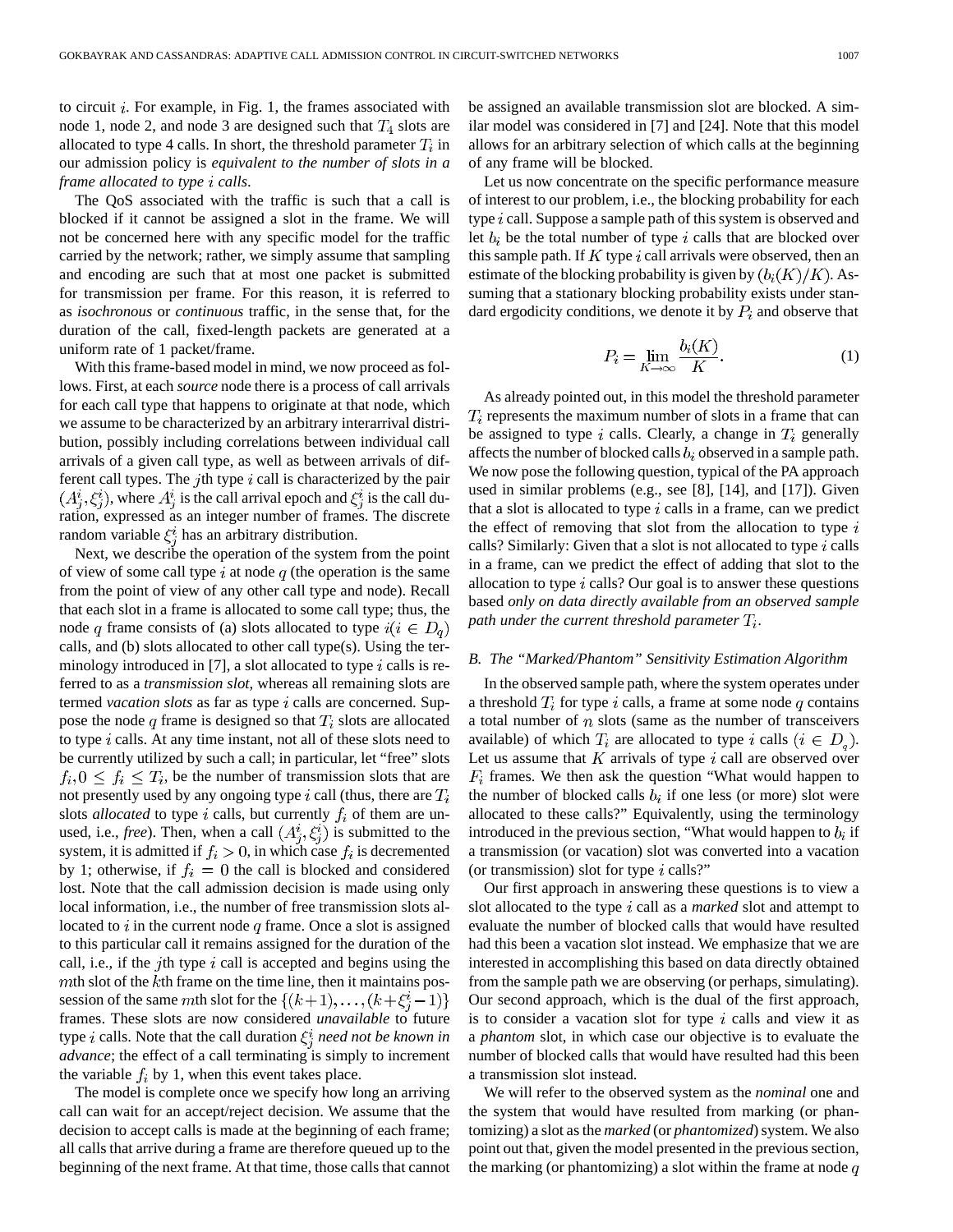to circuit $i$. For example, in Fig. 1, the frames associated with node 1, node 2, and node 3 are designed such that $T_4$ slots are allocated to type 4 calls. In short, the threshold parameter $T_i$ in our admission policy is *equivalent to the number of slots in a frame allocated to type $i$ calls*.

The QoS associated with the traffic is such that a call is blocked if it cannot be assigned a slot in the frame. We will not be concerned here with any specific model for the traffic carried by the network; rather, we simply assume that sampling and encoding are such that at most one packet is submitted for transmission per frame. For this reason, it is referred to as *isochronous* or *continuous* traffic, in the sense that, for the duration of the call, fixed-length packets are generated at a uniform rate of 1 packet/frame.

With this frame-based model in mind, we now proceed as follows. First, at each *source* node there is a process of call arrivals for each call type that happens to originate at that node, which we assume to be characterized by an arbitrary interarrival distribution, possibly including correlations between individual call arrivals of a given call type, as well as between arrivals of different call types. The $j$th type $i$ call is characterized by the pair $(A_j^i, \xi_j^i)$, where $A_j^i$ is the call arrival epoch and $\xi_j^i$ is the call duration, expressed as an integer number of frames. The discrete random variable $\xi_j^i$ has an arbitrary distribution.

Next, we describe the operation of the system from the point of view of some call type $i$ at node $q$ (the operation is the same from the point of view of any other call type and node). Recall that each slot in a frame is allocated to some call type; thus, the node $q$ frame consists of (a) slots allocated to type $i (i \in D_q)$ calls, and (b) slots allocated to other call type(s). Using the terminology introduced in [7], a slot allocated to type $i$ calls is referred to as a *transmission slot*, whereas all remaining slots are termed *vacation slots* as far as type $i$ calls are concerned. Suppose the node $q$ frame is designed so that $T_i$ slots are allocated to type $i$ calls. At any time instant, not all of these slots need to be currently utilized by such a call; in particular, let "free" slots $f_i, 0 \leq f_i \leq T_i$, be the number of transmission slots that are not presently used by any ongoing type $i$ call (thus, there are $T_i$ slots *allocated* to type $i$ calls, but currently $f_i$ of them are unused, i.e., *free*). Then, when a call $(A_j^i, \xi_j^i)$ is submitted to the system, it is admitted if $f_i > 0$, in which case $f_i$ is decremented by 1; otherwise, if $f_i = 0$ the call is blocked and considered lost. Note that the call admission decision is made using only local information, i.e., the number of free transmission slots allocated to $i$ in the current node $q$ frame. Once a slot is assigned to this particular call it remains assigned for the duration of the call, i.e., if the $j$th type $i$ call is accepted and begins using the $m$th slot of the $k$th frame on the time line, then it maintains possession of the same $m$th slot for the $\{(k+1), \ldots, (k+\xi_j^i-1)\}$ frames. These slots are now considered *unavailable* to future type $i$ calls. Note that the call duration $\xi_j^i$ *need not be known in advance*; the effect of a call terminating is simply to increment the variable $f_i$ by 1, when this event takes place.

The model is complete once we specify how long an arriving call can wait for an accept/reject decision. We assume that the decision to accept calls is made at the beginning of each frame; all calls that arrive during a frame are therefore queued up to the beginning of the next frame. At that time, those calls that cannot be assigned an available transmission slot are blocked. A similar model was considered in [7] and [24]. Note that this model allows for an arbitrary selection of which calls at the beginning of any frame will be blocked.

Let us now concentrate on the specific performance measure of interest to our problem, i.e., the blocking probability for each type $i$ call. Suppose a sample path of this system is observed and let $b_i$ be the total number of type $i$ calls that are blocked over this sample path. If $K$ type $i$ call arrivals were observed, then an estimate of the blocking probability is given by $(b_i(K)/K)$. Assuming that a stationary blocking probability exists under standard ergodicity conditions, we denote it by $P_i$ and observe that

$$P_i = \lim_{K \to \infty} \frac{b_i(K)}{K}. \tag{1}$$

As already pointed out, in this model the threshold parameter $T_i$ represents the maximum number of slots in a frame that can be assigned to type $i$ calls. Clearly, a change in $T_i$ generally affects the number of blocked calls $b_i$ observed in a sample path. We now pose the following question, typical of the PA approach used in similar problems (e.g., see [8], [14], and [17]). Given that a slot is allocated to type $i$ calls in a frame, can we predict the effect of removing that slot from the allocation to type $i$ calls? Similarly: Given that a slot is not allocated to type $i$ calls in a frame, can we predict the effect of adding that slot to the allocation to type $i$ calls? Our goal is to answer these questions based *only on data directly available from an observed sample path under the current threshold parameter $T_i$*.

### B. The "Marked/Phantom" Sensitivity Estimation Algorithm

In the observed sample path, where the system operates under a threshold $T_i$ for type $i$ calls, a frame at some node $q$ contains a total number of $n$ slots (same as the number of transceivers available) of which $T_i$ are allocated to type $i$ calls $(i \in D_q)$. Let us assume that $K$ arrivals of type $i$ call are observed over $F_i$ frames. We then ask the question "What would happen to the number of blocked calls $b_i$ if one less (or more) slot were allocated to these calls?" Equivalently, using the terminology introduced in the previous section, "What would happen to $b_i$ if a transmission (or vacation) slot was converted into a vacation (or transmission) slot for type $i$ calls?"

Our first approach in answering these questions is to view a slot allocated to the type $i$ call as a *marked* slot and attempt to evaluate the number of blocked calls that would have resulted had this been a vacation slot instead. We emphasize that we are interested in accomplishing this based on data directly obtained from the sample path we are observing (or perhaps, simulating). Our second approach, which is the dual of the first approach, is to consider a vacation slot for type $i$ calls and view it as a *phantom* slot, in which case our objective is to evaluate the number of blocked calls that would have resulted had this been a transmission slot instead.

We will refer to the observed system as the *nominal* one and the system that would have resulted from marking (or phantomizing) a slot as the *marked* (or *phantomized*) system. We also point out that, given the model presented in the previous section, the marking (or phantomizing) a slot within the frame at node $q$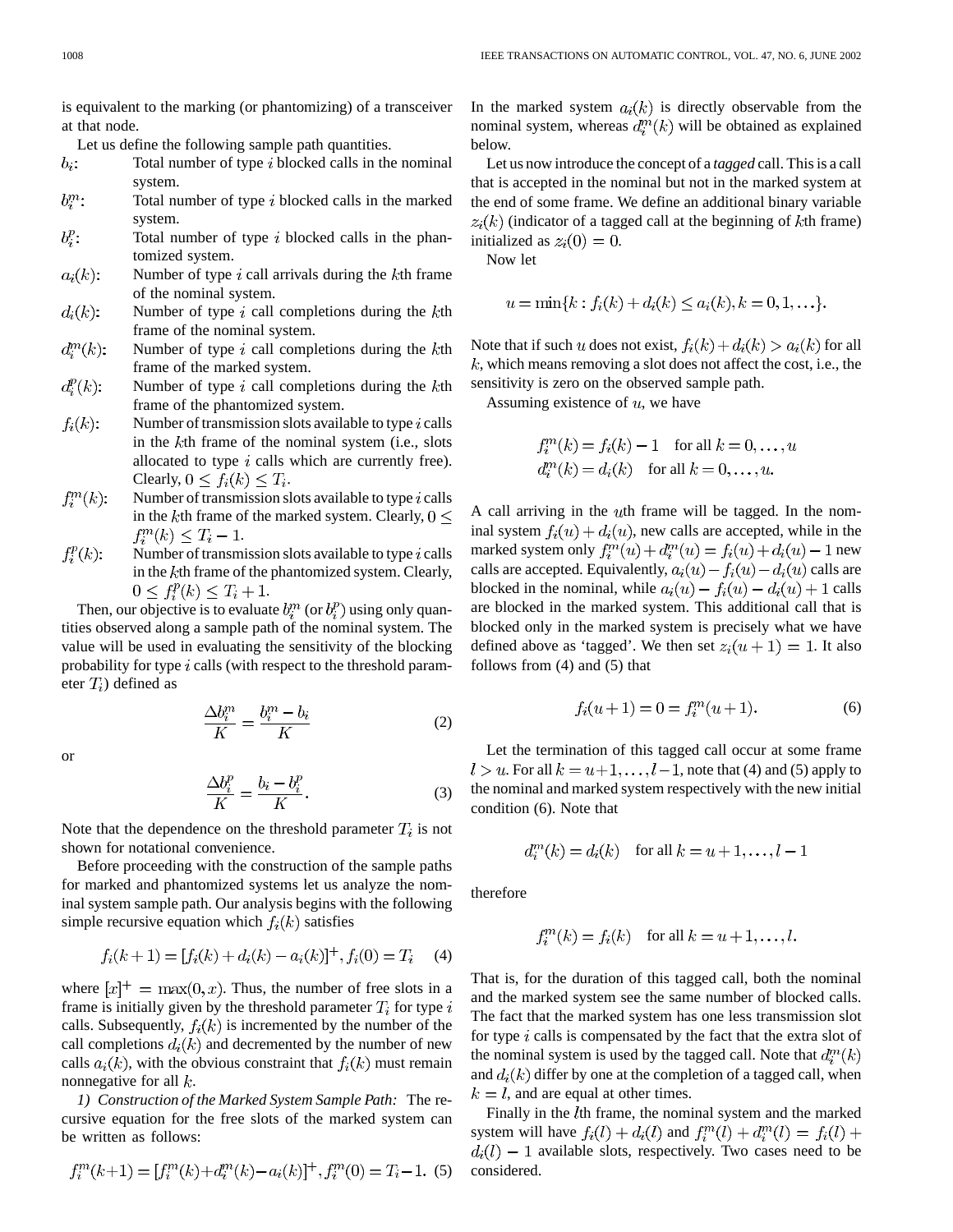is equivalent to the marking (or phantomizing) of a transceiver at that node.

Let us define the following sample path quantities.

- $b_i$: Total number of type $i$ blocked calls in the nominal system.
- $b_i^m$: Total number of type $i$ blocked calls in the marked system.
- $b_i^p$: Total number of type $i$ blocked calls in the phantomized system.
- $a_i(k)$: Number of type $i$ call arrivals during the $k$th frame of the nominal system.
- $d_i(k)$: Number of type $i$ call completions during the $k$th frame of the nominal system.
- $d_i^m(k)$: Number of type $i$ call completions during the $k$th frame of the marked system.
- $d_i^p(k)$: Number of type $i$ call completions during the $k$th frame of the phantomized system.
- $f_i(k)$: Number of transmission slots available to type $i$ calls in the $k$th frame of the nominal system (i.e., slots allocated to type $i$ calls which are currently free). Clearly, $0 \le f_i(k) \le T_i$.
- $f_i^m(k)$: Number of transmission slots available to type $i$ calls in the $k$th frame of the marked system. Clearly, $0 \le f_i^m(k) \le T_i - 1$.
- $f_i^p(k)$: Number of transmission slots available to type $i$ calls in the $k$th frame of the phantomized system. Clearly, $0 \le f_i^p(k) \le T_i + 1$.

Then, our objective is to evaluate $b_i^m$ (or $b_i^p$) using only quantities observed along a sample path of the nominal system. The value will be used in evaluating the sensitivity of the blocking probability for type $i$ calls (with respect to the threshold parameter $T_i$) defined as

$$\frac{\Delta b_i^m}{K} = \frac{b_i^m - b_i}{K} \tag{2}$$

or

$$\frac{\Delta b_i^p}{K} = \frac{b_i - b_i^p}{K}. \tag{3}$$

Note that the dependence on the threshold parameter $T_i$ is not shown for notational convenience.

Before proceeding with the construction of the sample paths for marked and phantomized systems let us analyze the nominal system sample path. Our analysis begins with the following simple recursive equation which $f_i(k)$ satisfies

$$f_i(k+1) = [f_i(k) + d_i(k) - a_i(k)]^+, f_i(0) = T_i \tag{4}$$

where $[x]^+ = \max(0, x)$. Thus, the number of free slots in a frame is initially given by the threshold parameter $T_i$ for type $i$ calls. Subsequently, $f_i(k)$ is incremented by the number of the call completions $d_i(k)$ and decremented by the number of new calls $a_i(k)$, with the obvious constraint that $f_i(k)$ must remain nonnegative for all $k$.

*1) Construction of the Marked System Sample Path:* The recursive equation for the free slots of the marked system can be written as follows:

$$f_i^m(k+1) = [f_i^m(k) + d_i^m(k) - a_i(k)]^+, f_i^m(0) = T_i - 1. \tag{5}$$

In the marked system $a_i(k)$ is directly observable from the nominal system, whereas $d_i^m(k)$ will be obtained as explained below.

Let us now introduce the concept of a *tagged* call. This is a call that is accepted in the nominal but not in the marked system at the end of some frame. We define an additional binary variable $z_i(k)$ (indicator of a tagged call at the beginning of $k$th frame) initialized as $z_i(0) = 0$.

Now let

$$u = \min\{k : f_i(k) + d_i(k) \le a_i(k), k = 0, 1, \ldots\}.$$

Note that if such $u$ does not exist, $f_i(k) + d_i(k) > a_i(k)$ for all $k$, which means removing a slot does not affect the cost, i.e., the sensitivity is zero on the observed sample path.

Assuming existence of $u$, we have

$$f_i^m(k) = f_i(k) - 1 \quad \text{for all } k = 0, \ldots, u$$
$$d_i^m(k) = d_i(k) \quad \text{for all } k = 0, \ldots, u.$$

A call arriving in the $u$th frame will be tagged. In the nominal system $f_i(u) + d_i(u)$, new calls are accepted, while in the marked system only $f_i^m(u) + d_i^m(u) = f_i(u) + d_i(u) - 1$ new calls are accepted. Equivalently, $a_i(u) - f_i(u) - d_i(u)$ calls are blocked in the nominal, while $a_i(u) - f_i(u) - d_i(u) + 1$ calls are blocked in the marked system. This additional call that is blocked only in the marked system is precisely what we have defined above as 'tagged'. We then set $z_i(u+1) = 1$. It also follows from (4) and (5) that

$$f_i(u+1) = 0 = f_i^m(u+1). \tag{6}$$

Let the termination of this tagged call occur at some frame $l > u$. For all $k = u+1, \ldots, l-1$, note that (4) and (5) apply to the nominal and marked system respectively with the new initial condition (6). Note that

$$d_i^m(k) = d_i(k) \quad \text{for all } k = u+1, \ldots, l-1$$

therefore

$$f_i^m(k) = f_i(k) \quad \text{for all } k = u+1, \ldots, l.$$

That is, for the duration of this tagged call, both the nominal and the marked system see the same number of blocked calls. The fact that the marked system has one less transmission slot for type $i$ calls is compensated by the fact that the extra slot of the nominal system is used by the tagged call. Note that $d_i^m(k)$ and $d_i(k)$ differ by one at the completion of a tagged call, when $k = l$, and are equal at other times.

Finally in the $l$th frame, the nominal system and the marked system will have $f_i(l) + d_i(l)$ and $f_i^m(l) + d_i^m(l) = f_i(l) + d_i(l) - 1$ available slots, respectively. Two cases need to be considered.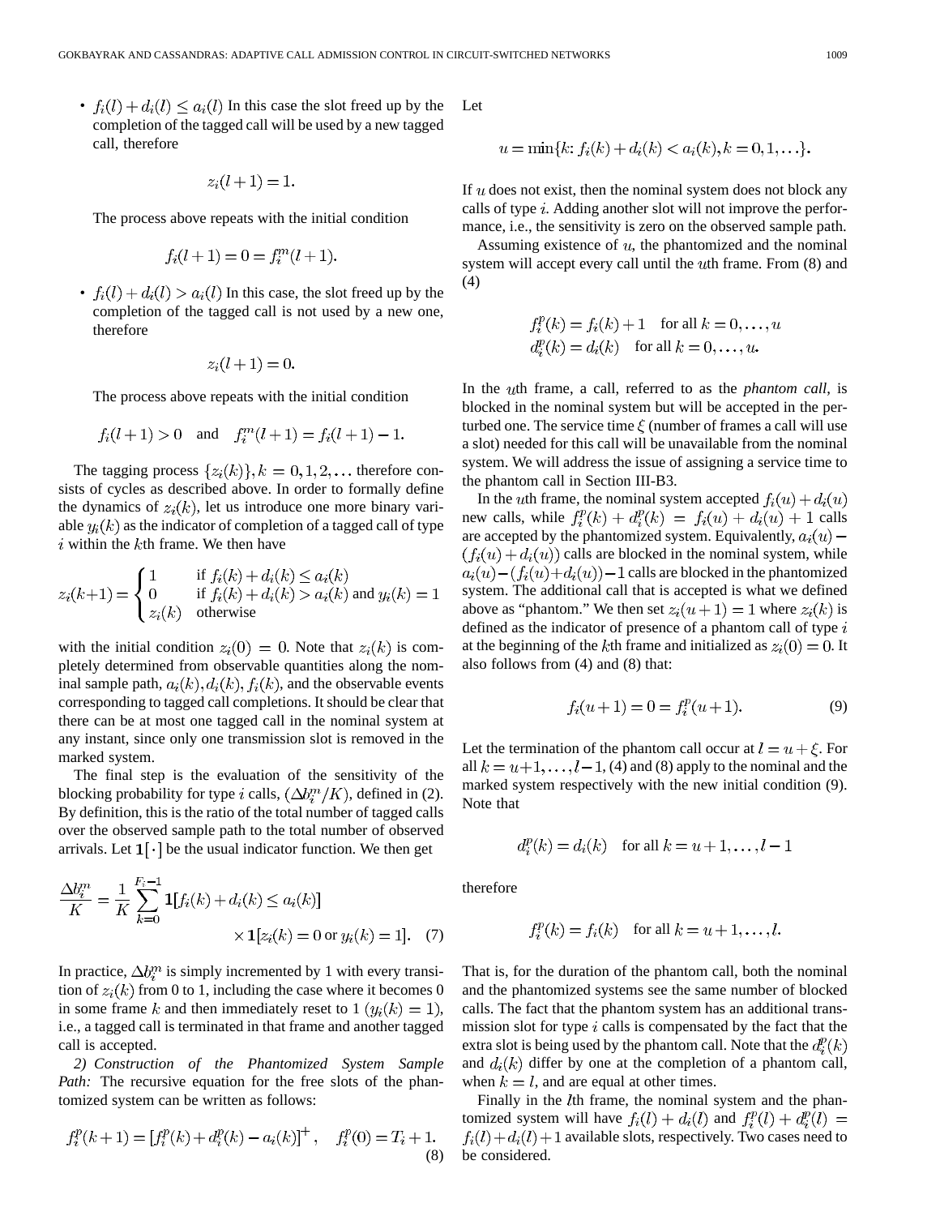- $f_i(l) + d_i(l) \le a_i(l)$ In this case the slot freed up by the completion of the tagged call will be used by a new tagged call, therefore

$$z_i(l+1) = 1.$$

The process above repeats with the initial condition

$$f_i(l+1) = 0 = f_i^m(l+1).$$

- $f_i(l) + d_i(l) > a_i(l)$ In this case, the slot freed up by the completion of the tagged call is not used by a new one, therefore

$$z_i(l+1) = 0.$$

The process above repeats with the initial condition

$$f_i(l+1) > 0 \quad \text{and} \quad f_i^m(l+1) = f_i(l+1) - 1.$$

The tagging process $\{z_i(k)\}, k = 0, 1, 2, \ldots$ therefore consists of cycles as described above. In order to formally define the dynamics of $z_i(k)$, let us introduce one more binary variable $y_i(k)$ as the indicator of completion of a tagged call of type $i$ within the $k$th frame. We then have

$$z_i(k+1) = \begin{cases} 1 & \text{if } f_i(k) + d_i(k) \le a_i(k) \\ 0 & \text{if } f_i(k) + d_i(k) > a_i(k) \text{ and } y_i(k) = 1 \\ z_i(k) & \text{otherwise} \end{cases}$$

with the initial condition $z_i(0) = 0$. Note that $z_i(k)$ is completely determined from observable quantities along the nominal sample path, $a_i(k), d_i(k), f_i(k)$, and the observable events corresponding to tagged call completions. It should be clear that there can be at most one tagged call in the nominal system at any instant, since only one transmission slot is removed in the marked system.

The final step is the evaluation of the sensitivity of the blocking probability for type $i$ calls, $(\Delta b_i^m / K)$, defined in (2). By definition, this is the ratio of the total number of tagged calls over the observed sample path to the total number of observed arrivals. Let $\mathbf{1}[\cdot]$ be the usual indicator function. We then get

$$\frac{\Delta b_i^m}{K} = \frac{1}{K} \sum_{k=0}^{F_i - 1} \mathbf{1}[f_i(k) + d_i(k) \le a_i(k)] \times \mathbf{1}[z_i(k) = 0 \text{ or } y_i(k) = 1]. \quad (7)$$

In practice, $\Delta b_i^m$ is simply incremented by 1 with every transition of $z_i(k)$ from 0 to 1, including the case where it becomes 0 in some frame $k$ and then immediately reset to 1 ($y_i(k) = 1$), i.e., a tagged call is terminated in that frame and another tagged call is accepted.

*2) Construction of the Phantomized System Sample Path:* The recursive equation for the free slots of the phantomized system can be written as follows:

$$f_i^p(k+1) = [f_i^p(k) + d_i^p(k) - a_i(k)]^+, \quad f_i^p(0) = T_i + 1. \quad (8)$$

Let

$$u = \min\{k: f_i(k) + d_i(k) < a_i(k), k = 0, 1, \ldots\}.$$

If $u$ does not exist, then the nominal system does not block any calls of type $i$. Adding another slot will not improve the performance, i.e., the sensitivity is zero on the observed sample path.

Assuming existence of $u$, the phantomized and the nominal system will accept every call until the $u$th frame. From (8) and (4)

$$f_i^p(k) = f_i(k) + 1 \quad \text{for all } k = 0, \ldots, u$$
$$d_i^p(k) = d_i(k) \quad \text{for all } k = 0, \ldots, u.$$

In the $u$th frame, a call, referred to as the *phantom call*, is blocked in the nominal system but will be accepted in the perturbed one. The service time $\xi$ (number of frames a call will use a slot) needed for this call will be unavailable from the nominal system. We will address the issue of assigning a service time to the phantom call in Section III-B3.

In the $u$th frame, the nominal system accepted $f_i(u) + d_i(u)$ new calls, while $f_i^p(k) + d_i^p(k) = f_i(u) + d_i(u) + 1$ calls are accepted by the phantomized system. Equivalently, $a_i(u) - (f_i(u) + d_i(u))$ calls are blocked in the nominal system, while $a_i(u) - (f_i(u) + d_i(u)) - 1$ calls are blocked in the phantomized system. The additional call that is accepted is what we defined above as "phantom." We then set $z_i(u+1) = 1$ where $z_i(k)$ is defined as the indicator of presence of a phantom call of type $i$ at the beginning of the $k$th frame and initialized as $z_i(0) = 0$. It also follows from (4) and (8) that:

$$f_i(u+1) = 0 = f_i^p(u+1). \quad (9)$$

Let the termination of the phantom call occur at $l = u + \xi$. For all $k = u+1, \ldots, l-1$, (4) and (8) apply to the nominal and the marked system respectively with the new initial condition (9). Note that

$$d_i^p(k) = d_i(k) \quad \text{for all } k = u+1, \ldots, l-1$$

therefore

$$f_i^p(k) = f_i(k) \quad \text{for all } k = u+1, \ldots, l.$$

That is, for the duration of the phantom call, both the nominal and the phantomized systems see the same number of blocked calls. The fact that the phantom system has an additional transmission slot for type $i$ calls is compensated by the fact that the extra slot is being used by the phantom call. Note that the $d_i^p(k)$ and $d_i(k)$ differ by one at the completion of a phantom call, when $k = l$, and are equal at other times.

Finally in the $l$th frame, the nominal system and the phantomized system will have $f_i(l) + d_i(l)$ and $f_i^p(l) + d_i^p(l) = f_i(l) + d_i(l) + 1$ available slots, respectively. Two cases need to be considered.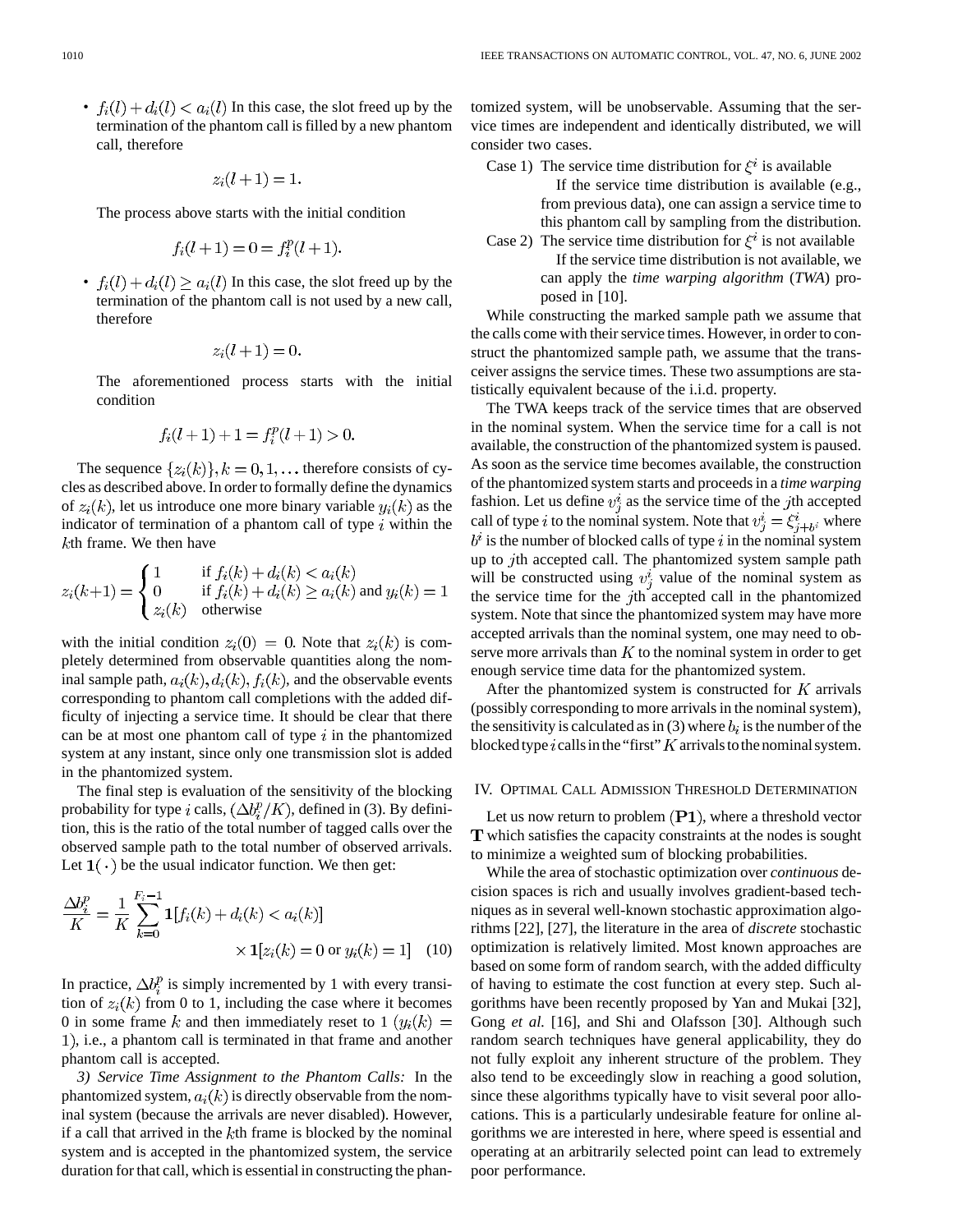- $f_i(l) + d_i(l) < a_i(l)$ In this case, the slot freed up by the termination of the phantom call is filled by a new phantom call, therefore

  $$z_i(l+1) = 1.$$

  The process above starts with the initial condition

  $$f_i(l+1) = 0 = f_i^p(l+1).$$

- $f_i(l) + d_i(l) \geq a_i(l)$ In this case, the slot freed up by the termination of the phantom call is not used by a new call, therefore

  $$z_i(l+1) = 0.$$

  The aforementioned process starts with the initial condition

  $$f_i(l+1) + 1 = f_i^p(l+1) > 0.$$

The sequence $\{z_i(k)\}, k = 0, 1, \ldots$ therefore consists of cycles as described above. In order to formally define the dynamics of $z_i(k)$, let us introduce one more binary variable $y_i(k)$ as the indicator of termination of a phantom call of type $i$ within the $k$th frame. We then have

$$z_i(k+1) = \begin{cases} 1 & \text{if } f_i(k) + d_i(k) < a_i(k) \\ 0 & \text{if } f_i(k) + d_i(k) \geq a_i(k) \text{ and } y_i(k) = 1 \\ z_i(k) & \text{otherwise} \end{cases}$$

with the initial condition $z_i(0) = 0$. Note that $z_i(k)$ is completely determined from observable quantities along the nominal sample path, $a_i(k), d_i(k), f_i(k)$, and the observable events corresponding to phantom call completions with the added difficulty of injecting a service time. It should be clear that there can be at most one phantom call of type $i$ in the phantomized system at any instant, since only one transmission slot is added in the phantomized system.

The final step is evaluation of the sensitivity of the blocking probability for type $i$ calls, $(\Delta b_i^p / K)$, defined in (3). By definition, this is the ratio of the total number of tagged calls over the observed sample path to the total number of observed arrivals. Let $\mathbf{1}(\cdot)$ be the usual indicator function. We then get:

$$\frac{\Delta b_i^p}{K} = \frac{1}{K} \sum_{k=0}^{F_i - 1} \mathbf{1}[f_i(k) + d_i(k) < a_i(k)] \times \mathbf{1}[z_i(k) = 0 \text{ or } y_i(k) = 1] \quad (10)$$

In practice, $\Delta b_i^p$ is simply incremented by 1 with every transition of $z_i(k)$ from 0 to 1, including the case where it becomes 0 in some frame $k$ and then immediately reset to 1 ($y_i(k) = 1$), i.e., a phantom call is terminated in that frame and another phantom call is accepted.

*3) Service Time Assignment to the Phantom Calls:* In the phantomized system, $a_i(k)$ is directly observable from the nominal system (because the arrivals are never disabled). However, if a call that arrived in the $k$th frame is blocked by the nominal system and is accepted in the phantomized system, the service duration for that call, which is essential in constructing the phantomized system, will be unobservable. Assuming that the service times are independent and identically distributed, we will consider two cases.

Case 1) The service time distribution for $\xi^i$ is available

If the service time distribution is available (e.g., from previous data), one can assign a service time to this phantom call by sampling from the distribution.

Case 2) The service time distribution for $\xi^i$ is not available

If the service time distribution is not available, we can apply the *time warping algorithm* (*TWA*) proposed in [10].

While constructing the marked sample path we assume that the calls come with their service times. However, in order to construct the phantomized sample path, we assume that the transceiver assigns the service times. These two assumptions are statistically equivalent because of the i.i.d. property.

The TWA keeps track of the service times that are observed in the nominal system. When the service time for a call is not available, the construction of the phantomized system is paused. As soon as the service time becomes available, the construction of the phantomized system starts and proceeds in a *time warping* fashion. Let us define $v_j^i$ as the service time of the $j$th accepted call of type $i$ to the nominal system. Note that $v_j^i = \xi_{j+b^i}^i$ where $b^i$ is the number of blocked calls of type $i$ in the nominal system up to $j$th accepted call. The phantomized system sample path will be constructed using $v_j^i$ value of the nominal system as the service time for the $j$th accepted call in the phantomized system. Note that since the phantomized system may have more accepted arrivals than the nominal system, one may need to observe more arrivals than $K$ to the nominal system in order to get enough service time data for the phantomized system.

After the phantomized system is constructed for $K$ arrivals (possibly corresponding to more arrivals in the nominal system), the sensitivity is calculated as in (3) where $b_i$ is the number of the blocked type $i$ calls in the "first" $K$ arrivals to the nominal system.

## IV. Optimal Call Admission Threshold Determination

Let us now return to problem $(\mathbf{P1})$, where a threshold vector $\mathbf{T}$ which satisfies the capacity constraints at the nodes is sought to minimize a weighted sum of blocking probabilities.

While the area of stochastic optimization over *continuous* decision spaces is rich and usually involves gradient-based techniques as in several well-known stochastic approximation algorithms [22], [27], the literature in the area of *discrete* stochastic optimization is relatively limited. Most known approaches are based on some form of random search, with the added difficulty of having to estimate the cost function at every step. Such algorithms have been recently proposed by Yan and Mukai [32], Gong *et al.* [16], and Shi and Olafsson [30]. Although such random search techniques have general applicability, they do not fully exploit any inherent structure of the problem. They also tend to be exceedingly slow in reaching a good solution, since these algorithms typically have to visit several poor allocations. This is a particularly undesirable feature for online algorithms we are interested in here, where speed is essential and operating at an arbitrarily selected point can lead to extremely poor performance.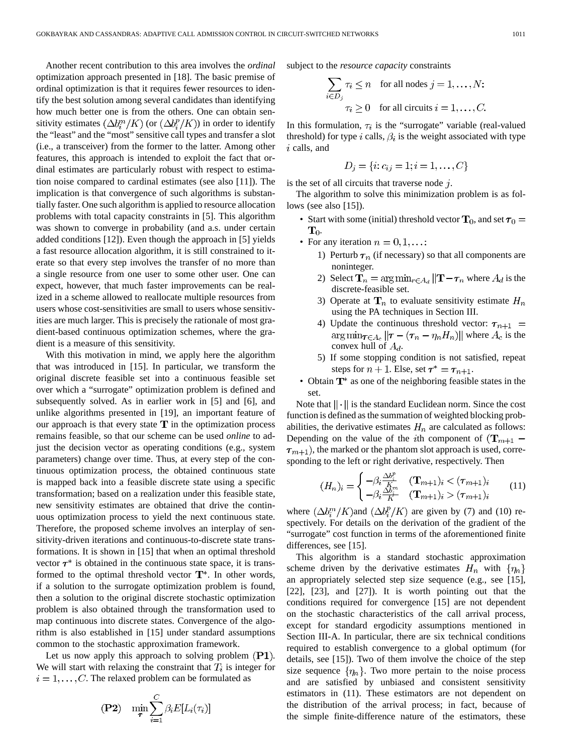Another recent contribution to this area involves the *ordinal* optimization approach presented in [18]. The basic premise of ordinal optimization is that it requires fewer resources to identify the best solution among several candidates than identifying how much better one is from the others. One can obtain sensitivity estimates $(\Delta b_i^m/K)$ (or $(\Delta b_i^p/K)$) in order to identify the "least" and the "most" sensitive call types and transfer a slot (i.e., a transceiver) from the former to the latter. Among other features, this approach is intended to exploit the fact that ordinal estimates are particularly robust with respect to estimation noise compared to cardinal estimates (see also [11]). The implication is that convergence of such algorithms is substantially faster. One such algorithm is applied to resource allocation problems with total capacity constraints in [5]. This algorithm was shown to converge in probability (and a.s. under certain added conditions [12]). Even though the approach in [5] yields a fast resource allocation algorithm, it is still constrained to iterate so that every step involves the transfer of no more than a single resource from one user to some other user. One can expect, however, that much faster improvements can be realized in a scheme allowed to reallocate multiple resources from users whose cost-sensitivities are small to users whose sensitivities are much larger. This is precisely the rationale of most gradient-based continuous optimization schemes, where the gradient is a measure of this sensitivity.

With this motivation in mind, we apply here the algorithm that was introduced in [15]. In particular, we transform the original discrete feasible set into a continuous feasible set over which a "surrogate" optimization problem is defined and subsequently solved. As in earlier work in [5] and [6], and unlike algorithms presented in [19], an important feature of our approach is that every state $\mathbf{T}$ in the optimization process remains feasible, so that our scheme can be used *online* to adjust the decision vector as operating conditions (e.g., system parameters) change over time. Thus, at every step of the continuous optimization process, the obtained continuous state is mapped back into a feasible discrete state using a specific transformation; based on a realization under this feasible state, new sensitivity estimates are obtained that drive the continuous optimization process to yield the next continuous state. Therefore, the proposed scheme involves an interplay of sensitivity-driven iterations and continuous-to-discrete state transformations. It is shown in [15] that when an optimal threshold vector $\boldsymbol{\tau}^*$ is obtained in the continuous state space, it is transformed to the optimal threshold vector $\mathbf{T}^*$. In other words, if a solution to the surrogate optimization problem is found, then a solution to the original discrete stochastic optimization problem is also obtained through the transformation used to map continuous into discrete states. Convergence of the algorithm is also established in [15] under standard assumptions common to the stochastic approximation framework.

Let us now apply this approach to solving problem $(\mathbf{P1})$. We will start with relaxing the constraint that $T_i$ is integer for $i = 1, \ldots, C$. The relaxed problem can be formulated as

$$(\mathbf{P2}) \quad \min_{\boldsymbol{\tau}} \sum_{i=1}^{C} \beta_i E[L_i(\tau_i)]$$

subject to the *resource capacity* constraints

$$\sum_{i \in D_j} \tau_i \leq n \quad \text{for all nodes } j = 1, \ldots, N:$$
$$\tau_i \geq 0 \quad \text{for all circuits } i = 1, \ldots, C.$$

In this formulation, $\tau_i$ is the "surrogate" variable (real-valued threshold) for type $i$ calls, $\beta_i$ is the weight associated with type $i$ calls, and

$$D_j = \{i: c_{ij} = 1; i = 1, \ldots, C\}$$

is the set of all circuits that traverse node $j$.

The algorithm to solve this minimization problem is as follows (see also [15]).

- Start with some (initial) threshold vector $\mathbf{T}_0$, and set $\boldsymbol{\tau}_0 = \mathbf{T}_0$.
- For any iteration $n = 0, 1, \ldots$:
  1) Perturb $\boldsymbol{\tau}_n$ (if necessary) so that all components are noninteger.
  2) Select $\mathbf{T}_n = \arg\min_{\tau \in A_d} \|\mathbf{T} - \boldsymbol{\tau}_n$ where $A_d$ is the discrete-feasible set.
  3) Operate at $\mathbf{T}_n$ to evaluate sensitivity estimate $H_n$ using the PA techniques in Section III.
  4) Update the continuous threshold vector: $\boldsymbol{\tau}_{n+1} = \arg\min_{\boldsymbol{\tau} \in A_c} \|\boldsymbol{\tau} - (\boldsymbol{\tau}_n - \eta_n H_n)\|$ where $A_c$ is the convex hull of $A_d$.
  5) If some stopping condition is not satisfied, repeat steps for $n+1$. Else, set $\boldsymbol{\tau}^* = \boldsymbol{\tau}_{n+1}$.
- Obtain $\mathbf{T}^*$ as one of the neighboring feasible states in the set.

Note that $\|\cdot\|$ is the standard Euclidean norm. Since the cost function is defined as the summation of weighted blocking probabilities, the derivative estimates $H_n$ are calculated as follows: Depending on the value of the $i$th component of $(\mathbf{T}_{m+1} - \boldsymbol{\tau}_{m+1})$, the marked or the phantom slot approach is used, corresponding to the left or right derivative, respectively. Then

$$(H_n)_i = \begin{cases} -\beta_i \frac{\Delta b_i^p}{K} & (\mathbf{T}_{m+1})_i < (\boldsymbol{\tau}_{m+1})_i \\ -\beta_i \frac{\Delta b_i^m}{K} & (\mathbf{T}_{m+1})_i > (\boldsymbol{\tau}_{m+1})_i \end{cases} \tag{11}$$

where $(\Delta b_i^m/K)$and $(\Delta b_i^p/K)$ are given by (7) and (10) respectively. For details on the derivation of the gradient of the "surrogate" cost function in terms of the aforementioned finite differences, see [15].

This algorithm is a standard stochastic approximation scheme driven by the derivative estimates $H_n$ with $\{\eta_n\}$ an appropriately selected step size sequence (e.g., see [15], [22], [23], and [27]). It is worth pointing out that the conditions required for convergence [15] are not dependent on the stochastic characteristics of the call arrival process, except for standard ergodicity assumptions mentioned in Section III-A. In particular, there are six technical conditions required to establish convergence to a global optimum (for details, see [15]). Two of them involve the choice of the step size sequence $\{\eta_n\}$. Two more pertain to the noise process and are satisfied by unbiased and consistent sensitivity estimators in (11). These estimators are not dependent on the distribution of the arrival process; in fact, because of the simple finite-difference nature of the estimators, these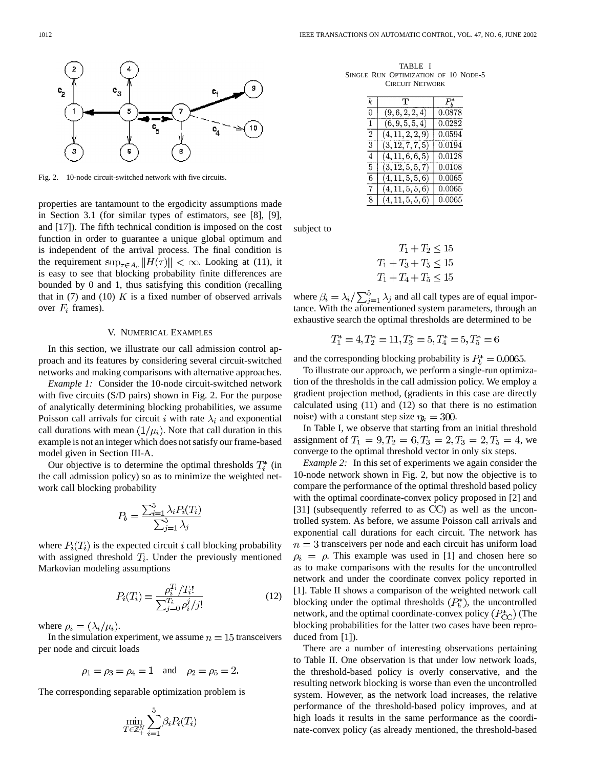Fig. 2. 10-node circuit-switched network with five circuits.

properties are tantamount to the ergodicity assumptions made in Section 3.1 (for similar types of estimators, see [8], [9], and [17]). The fifth technical condition is imposed on the cost function in order to guarantee a unique global optimum and is independent of the arrival process. The final condition is the requirement $\sup_{\tau \in A_c} \|H(\tau)\| < \infty$. Looking at (11), it is easy to see that blocking probability finite differences are bounded by 0 and 1, thus satisfying this condition (recalling that in (7) and (10) $K$ is a fixed number of observed arrivals over $F_i$ frames).

## V. Numerical Examples

In this section, we illustrate our call admission control approach and its features by considering several circuit-switched networks and making comparisons with alternative approaches.

*Example 1:* Consider the 10-node circuit-switched network with five circuits (S/D pairs) shown in Fig. 2. For the purpose of analytically determining blocking probabilities, we assume Poisson call arrivals for circuit $i$ with rate $\lambda_i$ and exponential call durations with mean $(1/\mu_i)$. Note that call duration in this example is not an integer which does not satisfy our frame-based model given in Section III-A.

Our objective is to determine the optimal thresholds $T_i^*$ (in the call admission policy) so as to minimize the weighted network call blocking probability

$$P_b = \frac{\sum_{i=1}^{5} \lambda_i P_i(T_i)}{\sum_{j=1}^{5} \lambda_j}$$

where $P_i(T_i)$ is the expected circuit $i$ call blocking probability with assigned threshold $T_i$. Under the previously mentioned Markovian modeling assumptions

$$P_i(T_i) = \frac{\rho_i^{T_i}/T_i!}{\sum_{j=0}^{T_i} \rho_i^j/j!} \tag{12}$$

where $\rho_i = (\lambda_i/\mu_i)$.

In the simulation experiment, we assume $n = 15$ transceivers per node and circuit loads

$$\rho_1 = \rho_3 = \rho_4 = 1 \quad \text{and} \quad \rho_2 = \rho_5 = 2.$$

The corresponding separable optimization problem is

$$\min_{T \in \mathbb{Z}_+^N} \sum_{i=1}^{5} \beta_i P_i(T_i)$$

subject to

$$T_1 + T_2 \leq 15$$
$$T_1 + T_3 + T_5 \leq 15$$
$$T_1 + T_4 + T_5 \leq 15$$

where $\beta_i = \lambda_i / \sum_{j=1}^{5} \lambda_j$ and all call types are of equal importance. With the aforementioned system parameters, through an exhaustive search the optimal thresholds are determined to be

$$T_1^* = 4, T_2^* = 11, T_3^* = 5, T_4^* = 5, T_5^* = 6$$

and the corresponding blocking probability is $P_b^* = 0.0065$.

To illustrate our approach, we perform a single-run optimization of the thresholds in the call admission policy. We employ a gradient projection method, (gradients in this case are directly calculated using (11) and (12) so that there is no estimation noise) with a constant step size $\eta_k = 300$.

In Table I, we observe that starting from an initial threshold assignment of $T_1 = 9, T_2 = 6, T_3 = 2, T_3 = 2, T_5 = 4$, we converge to the optimal threshold vector in only six steps.

TABLE I
Single Run Optimization of 10 Node-5 Circuit Network

| $k$ | $\mathbf{T}$ | $P_b^*$ |
|---|---|---|
| 0 | $(9, 6, 2, 2, 4)$ | 0.0878 |
| 1 | $(6, 9, 5, 5, 4)$ | 0.0282 |
| 2 | $(4, 11, 2, 2, 9)$ | 0.0594 |
| 3 | $(3, 12, 7, 7, 5)$ | 0.0194 |
| 4 | $(4, 11, 6, 6, 5)$ | 0.0128 |
| 5 | $(3, 12, 5, 5, 7)$ | 0.0108 |
| 6 | $(4, 11, 5, 5, 6)$ | 0.0065 |
| 7 | $(4, 11, 5, 5, 6)$ | 0.0065 |
| 8 | $(4, 11, 5, 5, 6)$ | 0.0065 |

*Example 2:* In this set of experiments we again consider the 10-node network shown in Fig. 2, but now the objective is to compare the performance of the optimal threshold based policy with the optimal coordinate-convex policy proposed in [2] and [31] (subsequently referred to as CC) as well as the uncontrolled system. As before, we assume Poisson call arrivals and exponential call durations for each circuit. The network has $n = 3$ transceivers per node and each circuit has uniform load $\rho_i = \rho$. This example was used in [1] and chosen here so as to make comparisons with the results for the uncontrolled network and under the coordinate convex policy reported in [1]. Table II shows a comparison of the weighted network call blocking under the optimal thresholds $(P_b^*)$, the uncontrolled network, and the optimal coordinate-convex policy $(P_{\text{CC}}^*)$ (The blocking probabilities for the latter two cases have been reproduced from [1]).

There are a number of interesting observations pertaining to Table II. One observation is that under low network loads, the threshold-based policy is overly conservative, and the resulting network blocking is worse than even the uncontrolled system. However, as the network load increases, the relative performance of the threshold-based policy improves, and at high loads it results in the same performance as the coordinate-convex policy (as already mentioned, the threshold-based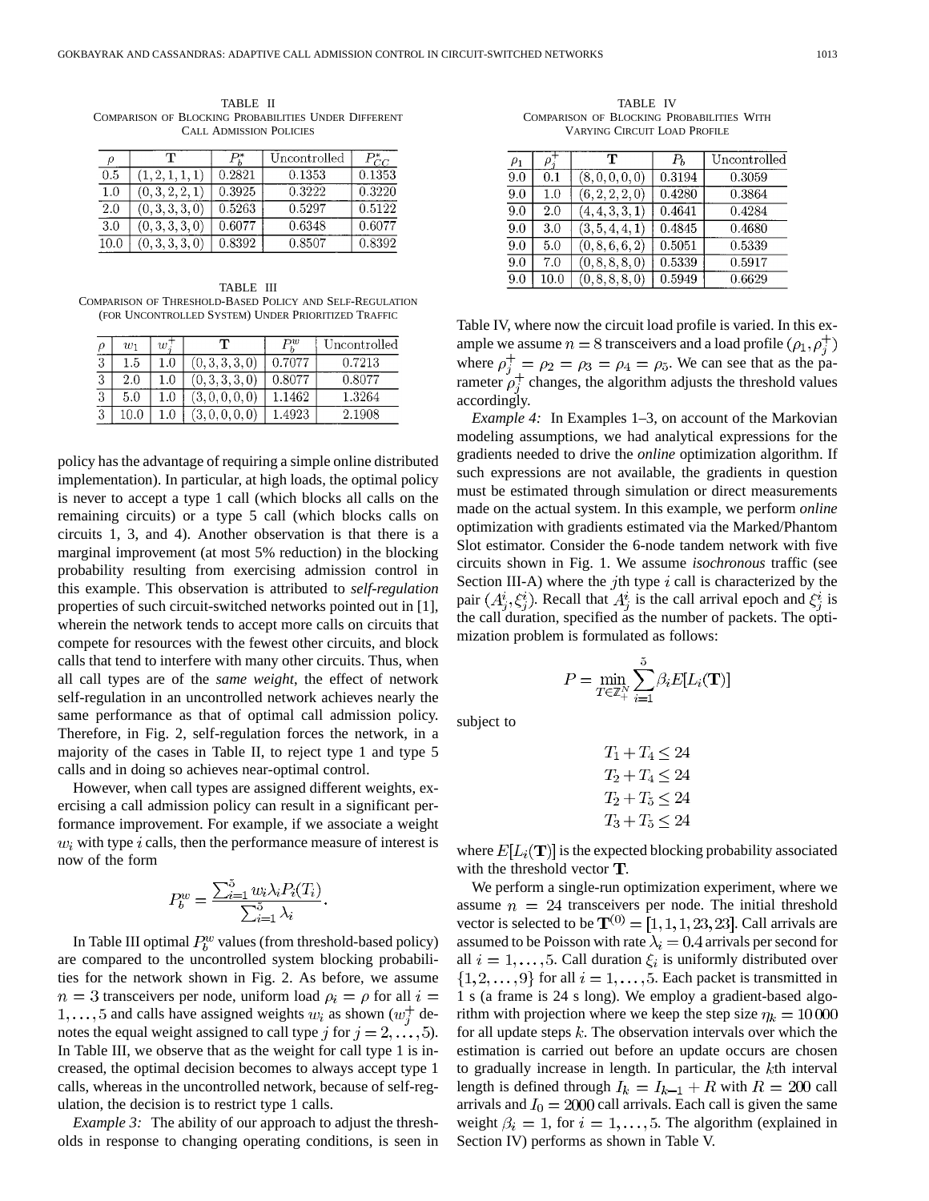TABLE II
COMPARISON OF BLOCKING PROBABILITIES UNDER DIFFERENT CALL ADMISSION POLICIES

| $\rho$ | $\mathbf{T}$ | $P_b^*$ | Uncontrolled | $P_{CC}^*$ |
|---|---|---|---|---|
| 0.5 | (1, 2, 1, 1, 1) | 0.2821 | 0.1353 | 0.1353 |
| 1.0 | (0, 3, 2, 2, 1) | 0.3925 | 0.3222 | 0.3220 |
| 2.0 | (0, 3, 3, 3, 0) | 0.5263 | 0.5297 | 0.5122 |
| 3.0 | (0, 3, 3, 3, 0) | 0.6077 | 0.6348 | 0.6077 |
| 10.0 | (0, 3, 3, 3, 0) | 0.8392 | 0.8507 | 0.8392 |

TABLE III
COMPARISON OF THRESHOLD-BASED POLICY AND SELF-REGULATION (FOR UNCONTROLLED SYSTEM) UNDER PRIORITIZED TRAFFIC

| $\rho$ | $w_1$ | $w_j^+$ | $\mathbf{T}$ | $P_b^w$ | Uncontrolled |
|---|---|---|---|---|---|
| 3 | 1.5 | 1.0 | (0, 3, 3, 3, 0) | 0.7077 | 0.7213 |
| 3 | 2.0 | 1.0 | (0, 3, 3, 3, 0) | 0.8077 | 0.8077 |
| 3 | 5.0 | 1.0 | (3, 0, 0, 0, 0) | 1.1462 | 1.3264 |
| 3 | 10.0 | 1.0 | (3, 0, 0, 0, 0) | 1.4923 | 2.1908 |

policy has the advantage of requiring a simple online distributed implementation). In particular, at high loads, the optimal policy is never to accept a type 1 call (which blocks all calls on the remaining circuits) or a type 5 call (which blocks calls on circuits 1, 3, and 4). Another observation is that there is a marginal improvement (at most 5% reduction) in the blocking probability resulting from exercising admission control in this example. This observation is attributed to *self-regulation* properties of such circuit-switched networks pointed out in [1], wherein the network tends to accept more calls on circuits that compete for resources with the fewest other circuits, and block calls that tend to interfere with many other circuits. Thus, when all call types are of the *same weight*, the effect of network self-regulation in an uncontrolled network achieves nearly the same performance as that of optimal call admission policy. Therefore, in Fig. 2, self-regulation forces the network, in a majority of the cases in Table II, to reject type 1 and type 5 calls and in doing so achieves near-optimal control.

However, when call types are assigned different weights, exercising a call admission policy can result in a significant performance improvement. For example, if we associate a weight $w_i$ with type $i$ calls, then the performance measure of interest is now of the form

$$P_b^w = \frac{\sum_{i=1}^{5} w_i \lambda_i P_i(T_i)}{\sum_{i=1}^{5} \lambda_i}.$$

In Table III optimal $P_b^w$ values (from threshold-based policy) are compared to the uncontrolled system blocking probabilities for the network shown in Fig. 2. As before, we assume $n = 3$ transceivers per node, uniform load $\rho_i = \rho$ for all $i = 1, \ldots, 5$ and calls have assigned weights $w_i$ as shown ($w_j^+$ denotes the equal weight assigned to call type $j$ for $j = 2, \ldots, 5$). In Table III, we observe that as the weight for call type 1 is increased, the optimal decision becomes to always accept type 1 calls, whereas in the uncontrolled network, because of self-regulation, the decision is to restrict type 1 calls.

*Example 3:* The ability of our approach to adjust the thresholds in response to changing operating conditions, is seen in Table IV, where now the circuit load profile is varied. In this example we assume $n = 8$ transceivers and a load profile $(\rho_1, \rho_j^+)$ where $\rho_j^+ = \rho_2 = \rho_3 = \rho_4 = \rho_5$. We can see that as the parameter $\rho_j^+$ changes, the algorithm adjusts the threshold values accordingly.

TABLE IV
COMPARISON OF BLOCKING PROBABILITIES WITH VARYING CIRCUIT LOAD PROFILE

| $\rho_1$ | $\rho_j^+$ | $\mathbf{T}$ | $P_b$ | Uncontrolled |
|---|---|---|---|---|
| 9.0 | 0.1 | (8, 0, 0, 0, 0) | 0.3194 | 0.3059 |
| 9.0 | 1.0 | (6, 2, 2, 2, 0) | 0.4280 | 0.3864 |
| 9.0 | 2.0 | (4, 4, 3, 3, 1) | 0.4641 | 0.4284 |
| 9.0 | 3.0 | (3, 5, 4, 4, 1) | 0.4845 | 0.4680 |
| 9.0 | 5.0 | (0, 8, 6, 6, 2) | 0.5051 | 0.5339 |
| 9.0 | 7.0 | (0, 8, 8, 8, 0) | 0.5339 | 0.5917 |
| 9.0 | 10.0 | (0, 8, 8, 8, 0) | 0.5949 | 0.6629 |

*Example 4:* In Examples 1–3, on account of the Markovian modeling assumptions, we had analytical expressions for the gradients needed to drive the *online* optimization algorithm. If such expressions are not available, the gradients in question must be estimated through simulation or direct measurements made on the actual system. In this example, we perform *online* optimization with gradients estimated via the Marked/Phantom Slot estimator. Consider the 6-node tandem network with five circuits shown in Fig. 1. We assume *isochronous* traffic (see Section III-A) where the $j$th type $i$ call is characterized by the pair $(A_j^i, \xi_j^i)$. Recall that $A_j^i$ is the call arrival epoch and $\xi_j^i$ is the call duration, specified as the number of packets. The optimization problem is formulated as follows:

$$P = \min_{T \in \mathbb{Z}_+^N} \sum_{i=1}^{5} \beta_i E[L_i(\mathbf{T})]$$

subject to

$$T_1 + T_4 \leq 24$$
$$T_2 + T_4 \leq 24$$
$$T_2 + T_5 \leq 24$$
$$T_3 + T_5 \leq 24$$

where $E[L_i(\mathbf{T})]$ is the expected blocking probability associated with the threshold vector $\mathbf{T}$.

We perform a single-run optimization experiment, where we assume $n = 24$ transceivers per node. The initial threshold vector is selected to be $\mathbf{T}^{(0)} = [1, 1, 1, 23, 23]$. Call arrivals are assumed to be Poisson with rate $\lambda_i = 0.4$ arrivals per second for all $i = 1, \ldots, 5$. Call duration $\xi_i$ is uniformly distributed over $\{1, 2, \ldots, 9\}$ for all $i = 1, \ldots, 5$. Each packet is transmitted in 1 s (a frame is 24 s long). We employ a gradient-based algorithm with projection where we keep the step size $\eta_k = 10\,000$ for all update steps $k$. The observation intervals over which the estimation is carried out before an update occurs are chosen to gradually increase in length. In particular, the $k$th interval length is defined through $I_k = I_{k-1} + R$ with $R = 200$ call arrivals and $I_0 = 2000$ call arrivals. Each call is given the same weight $\beta_i = 1$, for $i = 1, \ldots, 5$. The algorithm (explained in Section IV) performs as shown in Table V.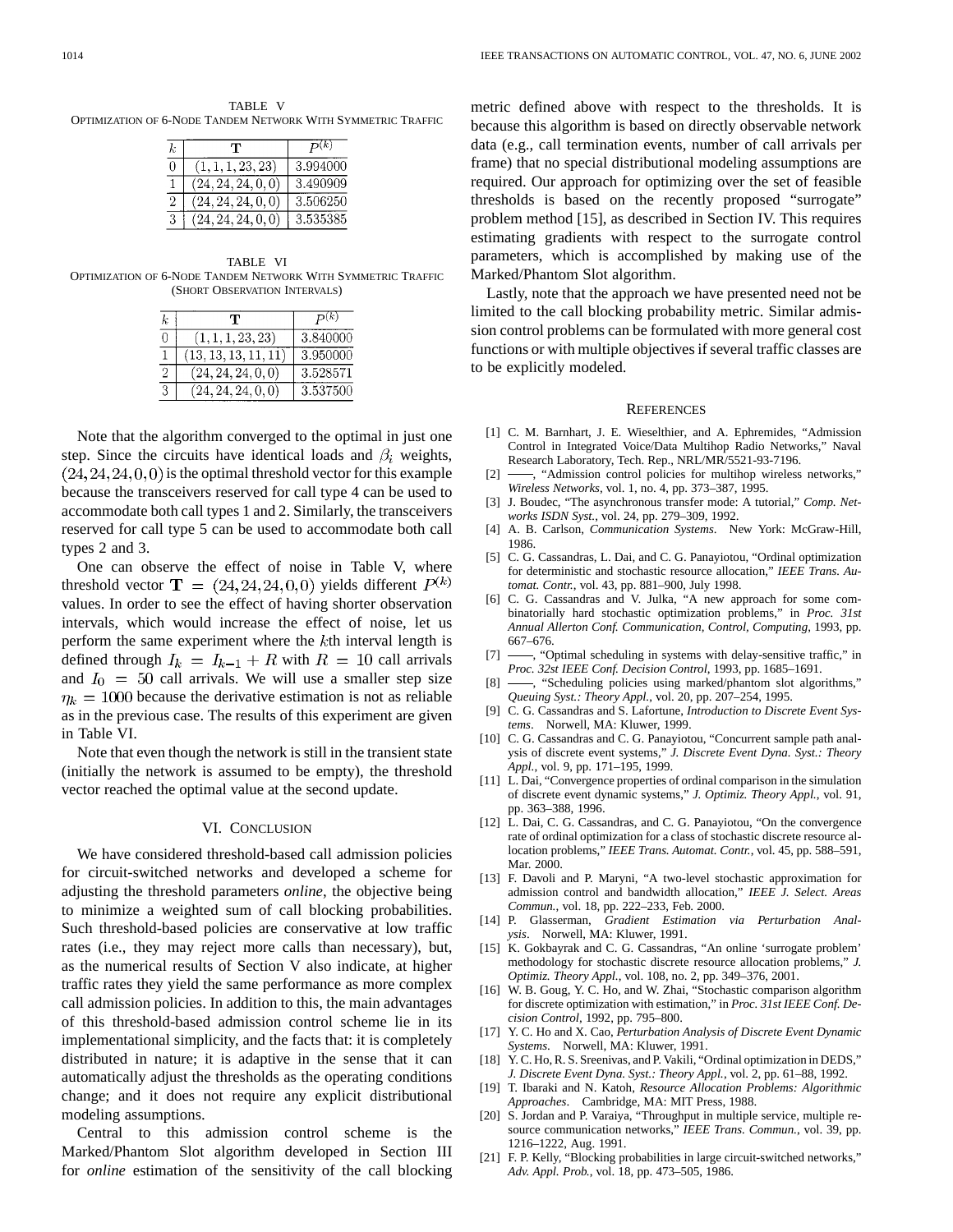TABLE V
OPTIMIZATION OF 6-NODE TANDEM NETWORK WITH SYMMETRIC TRAFFIC

| $k$ | $\mathbf{T}$ | $P^{(k)}$ |
|---|---|---|
| 0 | $(1, 1, 1, 23, 23)$ | 3.994000 |
| 1 | $(24, 24, 24, 0, 0)$ | 3.490909 |
| 2 | $(24, 24, 24, 0, 0)$ | 3.506250 |
| 3 | $(24, 24, 24, 0, 0)$ | 3.535385 |

TABLE VI
OPTIMIZATION OF 6-NODE TANDEM NETWORK WITH SYMMETRIC TRAFFIC (SHORT OBSERVATION INTERVALS)

| $k$ | $\mathbf{T}$ | $P^{(k)}$ |
|---|---|---|
| 0 | $(1, 1, 1, 23, 23)$ | 3.840000 |
| 1 | $(13, 13, 13, 11, 11)$ | 3.950000 |
| 2 | $(24, 24, 24, 0, 0)$ | 3.528571 |
| 3 | $(24, 24, 24, 0, 0)$ | 3.537500 |

Note that the algorithm converged to the optimal in just one step. Since the circuits have identical loads and $\beta_i$ weights, $(24, 24, 24, 0, 0)$ is the optimal threshold vector for this example because the transceivers reserved for call type 4 can be used to accommodate both call types 1 and 2. Similarly, the transceivers reserved for call type 5 can be used to accommodate both call types 2 and 3.

One can observe the effect of noise in Table V, where threshold vector $\mathbf{T} = (24, 24, 24, 0, 0)$ yields different $P^{(k)}$ values. In order to see the effect of having shorter observation intervals, which would increase the effect of noise, let us perform the same experiment where the $k$th interval length is defined through $I_k = I_{k-1} + R$ with $R = 10$ call arrivals and $I_0 = 50$ call arrivals. We will use a smaller step size $\eta_k = 1000$ because the derivative estimation is not as reliable as in the previous case. The results of this experiment are given in Table VI.

Note that even though the network is still in the transient state (initially the network is assumed to be empty), the threshold vector reached the optimal value at the second update.

## VI. CONCLUSION

We have considered threshold-based call admission policies for circuit-switched networks and developed a scheme for adjusting the threshold parameters *online*, the objective being to minimize a weighted sum of call blocking probabilities. Such threshold-based policies are conservative at low traffic rates (i.e., they may reject more calls than necessary), but, as the numerical results of Section V also indicate, at higher traffic rates they yield the same performance as more complex call admission policies. In addition to this, the main advantages of this threshold-based admission control scheme lie in its implementational simplicity, and the facts that: it is completely distributed in nature; it is adaptive in the sense that it can automatically adjust the thresholds as the operating conditions change; and it does not require any explicit distributional modeling assumptions.

Central to this admission control scheme is the Marked/Phantom Slot algorithm developed in Section III for *online* estimation of the sensitivity of the call blocking metric defined above with respect to the thresholds. It is because this algorithm is based on directly observable network data (e.g., call termination events, number of call arrivals per frame) that no special distributional modeling assumptions are required. Our approach for optimizing over the set of feasible thresholds is based on the recently proposed "surrogate" problem method [15], as described in Section IV. This requires estimating gradients with respect to the surrogate control parameters, which is accomplished by making use of the Marked/Phantom Slot algorithm.

Lastly, note that the approach we have presented need not be limited to the call blocking probability metric. Similar admission control problems can be formulated with more general cost functions or with multiple objectives if several traffic classes are to be explicitly modeled.

## REFERENCES

[1] C. M. Barnhart, J. E. Wieselthier, and A. Ephremides, "Admission Control in Integrated Voice/Data Multihop Radio Networks," Naval Research Laboratory, Tech. Rep., NRL/MR/5521-93-7196.

[2] ——, "Admission control policies for multihop wireless networks," *Wireless Networks*, vol. 1, no. 4, pp. 373–387, 1995.

[3] J. Boudec, "The asynchronous transfer mode: A tutorial," *Comp. Networks ISDN Syst.*, vol. 24, pp. 279–309, 1992.

[4] A. B. Carlson, *Communication Systems*. New York: McGraw-Hill, 1986.

[5] C. G. Cassandras, L. Dai, and C. G. Panayiotou, "Ordinal optimization for deterministic and stochastic resource allocation," *IEEE Trans. Automat. Contr.*, vol. 43, pp. 881–900, July 1998.

[6] C. G. Cassandras and V. Julka, "A new approach for some combinatorially hard stochastic optimization problems," in *Proc. 31st Annual Allerton Conf. Communication, Control, Computing*, 1993, pp. 667–676.

[7] ——, "Optimal scheduling in systems with delay-sensitive traffic," in *Proc. 32st IEEE Conf. Decision Control*, 1993, pp. 1685–1691.

[8] ——, "Scheduling policies using marked/phantom slot algorithms," *Queuing Syst.: Theory Appl.*, vol. 20, pp. 207–254, 1995.

[9] C. G. Cassandras and S. Lafortune, *Introduction to Discrete Event Systems*. Norwell, MA: Kluwer, 1999.

[10] C. G. Cassandras and C. G. Panayiotou, "Concurrent sample path analysis of discrete event systems," *J. Discrete Event Dyna. Syst.: Theory Appl.*, vol. 9, pp. 171–195, 1999.

[11] L. Dai, "Convergence properties of ordinal comparison in the simulation of discrete event dynamic systems," *J. Optimiz. Theory Appl.*, vol. 91, pp. 363–388, 1996.

[12] L. Dai, C. G. Cassandras, and C. G. Panayiotou, "On the convergence rate of ordinal optimization for a class of stochastic discrete resource allocation problems," *IEEE Trans. Automat. Contr.*, vol. 45, pp. 588–591, Mar. 2000.

[13] F. Davoli and P. Maryni, "A two-level stochastic approximation for admission control and bandwidth allocation," *IEEE J. Select. Areas Commun.*, vol. 18, pp. 222–233, Feb. 2000.

[14] P. Glasserman, *Gradient Estimation via Perturbation Analysis*. Norwell, MA: Kluwer, 1991.

[15] K. Gokbayrak and C. G. Cassandras, "An online 'surrogate problem' methodology for stochastic discrete resource allocation problems," *J. Optimiz. Theory Appl.*, vol. 108, no. 2, pp. 349–376, 2001.

[16] W. B. Goug, Y. C. Ho, and W. Zhai, "Stochastic comparison algorithm for discrete optimization with estimation," in *Proc. 31st IEEE Conf. Decision Control*, 1992, pp. 795–800.

[17] Y. C. Ho and X. Cao, *Perturbation Analysis of Discrete Event Dynamic Systems*. Norwell, MA: Kluwer, 1991.

[18] Y. C. Ho, R. S. Sreenivas, and P. Vakili, "Ordinal optimization in DEDS," *J. Discrete Event Dyna. Syst.: Theory Appl.*, vol. 2, pp. 61–88, 1992.

[19] T. Ibaraki and N. Katoh, *Resource Allocation Problems: Algorithmic Approaches*. Cambridge, MA: MIT Press, 1988.

[20] S. Jordan and P. Varaiya, "Throughput in multiple service, multiple resource communication networks," *IEEE Trans. Commun.*, vol. 39, pp. 1216–1222, Aug. 1991.

[21] F. P. Kelly, "Blocking probabilities in large circuit-switched networks," *Adv. Appl. Prob.*, vol. 18, pp. 473–505, 1986.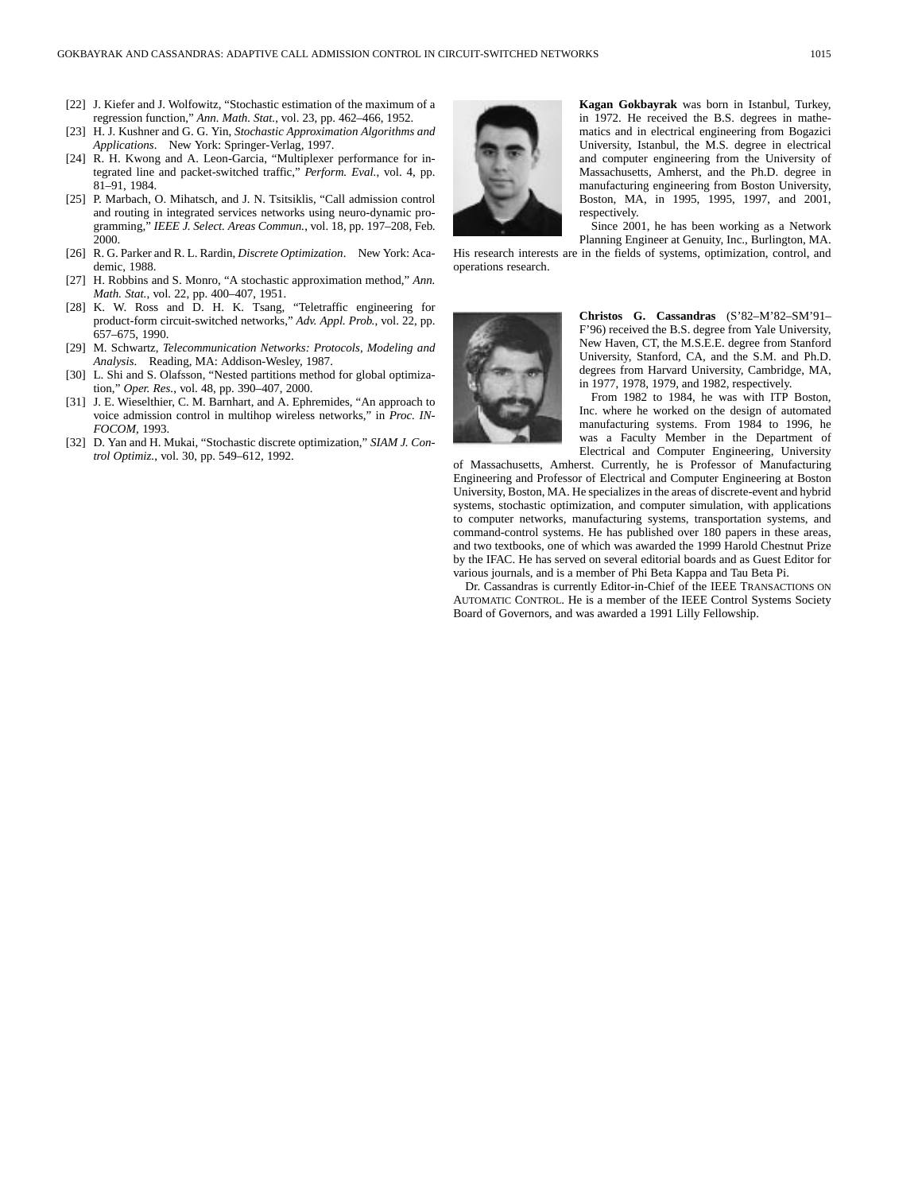[22] J. Kiefer and J. Wolfowitz, "Stochastic estimation of the maximum of a regression function," *Ann. Math. Stat.*, vol. 23, pp. 462–466, 1952.

[23] H. J. Kushner and G. G. Yin, *Stochastic Approximation Algorithms and Applications*. New York: Springer-Verlag, 1997.

[24] R. H. Kwong and A. Leon-Garcia, "Multiplexer performance for integrated line and packet-switched traffic," *Perform. Eval.*, vol. 4, pp. 81–91, 1984.

[25] P. Marbach, O. Mihatsch, and J. N. Tsitsiklis, "Call admission control and routing in integrated services networks using neuro-dynamic programming," *IEEE J. Select. Areas Commun.*, vol. 18, pp. 197–208, Feb. 2000.

[26] R. G. Parker and R. L. Rardin, *Discrete Optimization*. New York: Academic, 1988.

[27] H. Robbins and S. Monro, "A stochastic approximation method," *Ann. Math. Stat.*, vol. 22, pp. 400–407, 1951.

[28] K. W. Ross and D. H. K. Tsang, "Teletraffic engineering for product-form circuit-switched networks," *Adv. Appl. Prob.*, vol. 22, pp. 657–675, 1990.

[29] M. Schwartz, *Telecommunication Networks: Protocols, Modeling and Analysis*. Reading, MA: Addison-Wesley, 1987.

[30] L. Shi and S. Olafsson, "Nested partitions method for global optimization," *Oper. Res.*, vol. 48, pp. 390–407, 2000.

[31] J. E. Wieselthier, C. M. Barnhart, and A. Ephremides, "An approach to voice admission control in multihop wireless networks," in *Proc. INFOCOM*, 1993.

[32] D. Yan and H. Mukai, "Stochastic discrete optimization," *SIAM J. Control Optimiz.*, vol. 30, pp. 549–612, 1992.

**Kagan Gokbayrak** was born in Istanbul, Turkey, in 1972. He received the B.S. degrees in mathematics and in electrical engineering from Bogazici University, Istanbul, the M.S. degree in electrical and computer engineering from the University of Massachusetts, Amherst, and the Ph.D. degree in manufacturing engineering from Boston University, Boston, MA, in 1995, 1995, 1997, and 2001, respectively.

Since 2001, he has been working as a Network Planning Engineer at Genuity, Inc., Burlington, MA. His research interests are in the fields of systems, optimization, control, and operations research.

**Christos G. Cassandras** (S'82–M'82–SM'91–F'96) received the B.S. degree from Yale University, New Haven, CT, the M.S.E.E. degree from Stanford University, Stanford, CA, and the S.M. and Ph.D. degrees from Harvard University, Cambridge, MA, in 1977, 1978, 1979, and 1982, respectively.

From 1982 to 1984, he was with ITP Boston, Inc. where he worked on the design of automated manufacturing systems. From 1984 to 1996, he was a Faculty Member in the Department of Electrical and Computer Engineering, University of Massachusetts, Amherst. Currently, he is Professor of Manufacturing Engineering and Professor of Electrical and Computer Engineering at Boston University, Boston, MA. He specializes in the areas of discrete-event and hybrid systems, stochastic optimization, and computer simulation, with applications to computer networks, manufacturing systems, transportation systems, and command-control systems. He has published over 180 papers in these areas, and two textbooks, one of which was awarded the 1999 Harold Chestnut Prize by the IFAC. He has served on several editorial boards and as Guest Editor for various journals, and is a member of Phi Beta Kappa and Tau Beta Pi.

Dr. Cassandras is currently Editor-in-Chief of the IEEE TRANSACTIONS ON AUTOMATIC CONTROL. He is a member of the IEEE Control Systems Society Board of Governors, and was awarded a 1991 Lilly Fellowship.